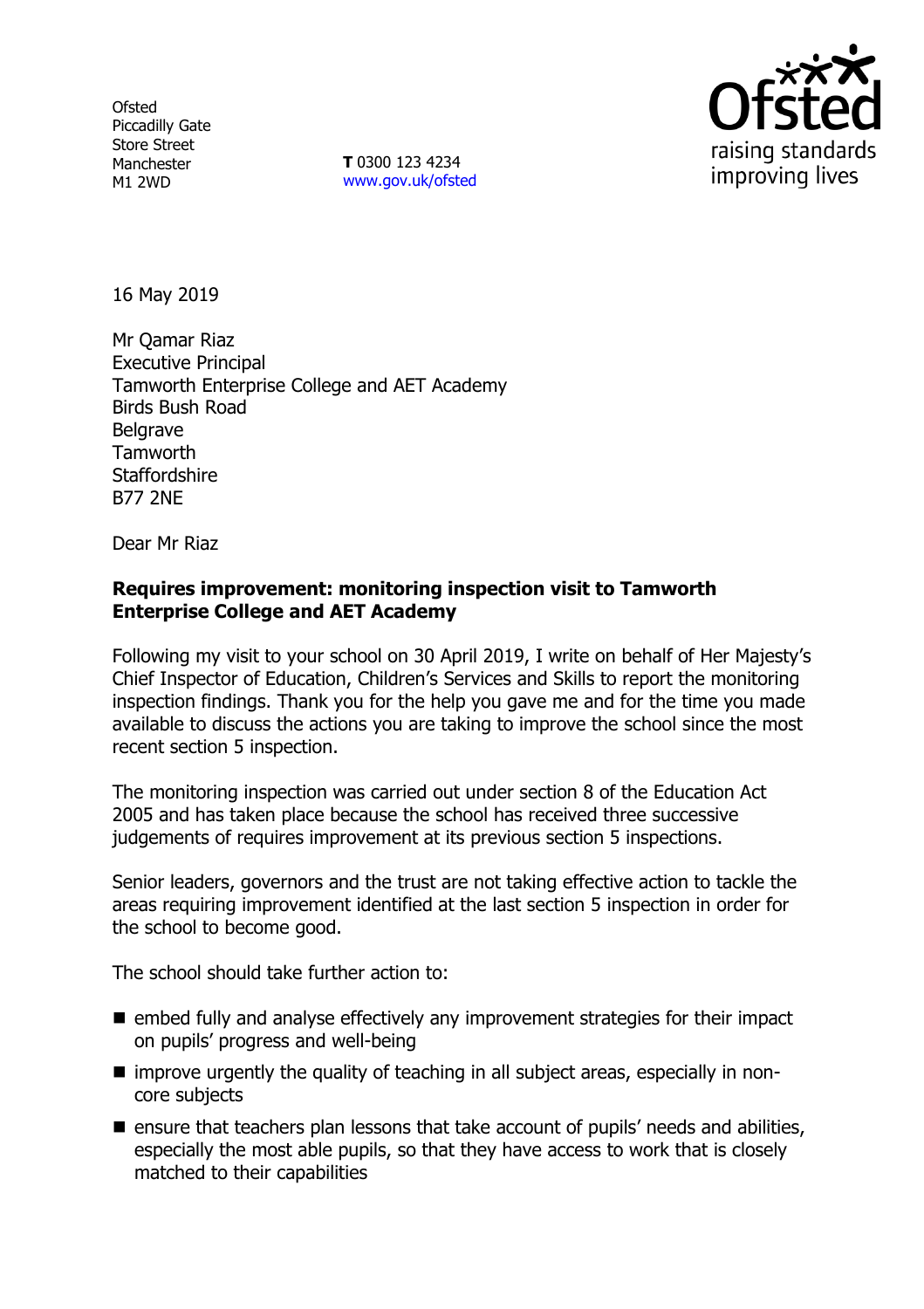Ofsted
Piccadilly Gate
Store Street
Manchester
M1 2WD

**T** 0300 123 4234
www.gov.uk/ofsted

16 May 2019

Mr Qamar Riaz
Executive Principal
Tamworth Enterprise College and AET Academy
Birds Bush Road
Belgrave
Tamworth
Staffordshire
B77 2NE

Dear Mr Riaz

**Requires improvement: monitoring inspection visit to Tamworth Enterprise College and AET Academy**

Following my visit to your school on 30 April 2019, I write on behalf of Her Majesty's Chief Inspector of Education, Children's Services and Skills to report the monitoring inspection findings. Thank you for the help you gave me and for the time you made available to discuss the actions you are taking to improve the school since the most recent section 5 inspection.

The monitoring inspection was carried out under section 8 of the Education Act 2005 and has taken place because the school has received three successive judgements of requires improvement at its previous section 5 inspections.

Senior leaders, governors and the trust are not taking effective action to tackle the areas requiring improvement identified at the last section 5 inspection in order for the school to become good.

The school should take further action to:

- embed fully and analyse effectively any improvement strategies for their impact on pupils' progress and well-being
- improve urgently the quality of teaching in all subject areas, especially in non-core subjects
- ensure that teachers plan lessons that take account of pupils' needs and abilities, especially the most able pupils, so that they have access to work that is closely matched to their capabilities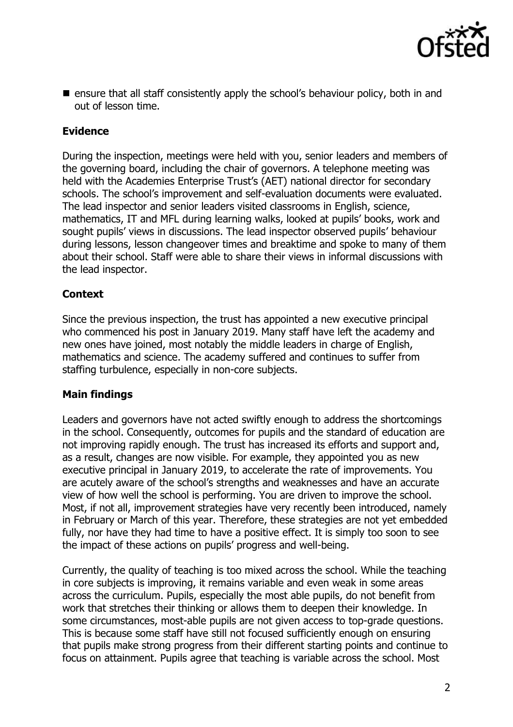- ensure that all staff consistently apply the school's behaviour policy, both in and out of lesson time.

## Evidence

During the inspection, meetings were held with you, senior leaders and members of the governing board, including the chair of governors. A telephone meeting was held with the Academies Enterprise Trust's (AET) national director for secondary schools. The school's improvement and self-evaluation documents were evaluated. The lead inspector and senior leaders visited classrooms in English, science, mathematics, IT and MFL during learning walks, looked at pupils' books, work and sought pupils' views in discussions. The lead inspector observed pupils' behaviour during lessons, lesson changeover times and breaktime and spoke to many of them about their school. Staff were able to share their views in informal discussions with the lead inspector.

## Context

Since the previous inspection, the trust has appointed a new executive principal who commenced his post in January 2019. Many staff have left the academy and new ones have joined, most notably the middle leaders in charge of English, mathematics and science. The academy suffered and continues to suffer from staffing turbulence, especially in non-core subjects.

## Main findings

Leaders and governors have not acted swiftly enough to address the shortcomings in the school. Consequently, outcomes for pupils and the standard of education are not improving rapidly enough. The trust has increased its efforts and support and, as a result, changes are now visible. For example, they appointed you as new executive principal in January 2019, to accelerate the rate of improvements. You are acutely aware of the school's strengths and weaknesses and have an accurate view of how well the school is performing. You are driven to improve the school. Most, if not all, improvement strategies have very recently been introduced, namely in February or March of this year. Therefore, these strategies are not yet embedded fully, nor have they had time to have a positive effect. It is simply too soon to see the impact of these actions on pupils' progress and well-being.

Currently, the quality of teaching is too mixed across the school. While the teaching in core subjects is improving, it remains variable and even weak in some areas across the curriculum. Pupils, especially the most able pupils, do not benefit from work that stretches their thinking or allows them to deepen their knowledge. In some circumstances, most-able pupils are not given access to top-grade questions. This is because some staff have still not focused sufficiently enough on ensuring that pupils make strong progress from their different starting points and continue to focus on attainment. Pupils agree that teaching is variable across the school. Most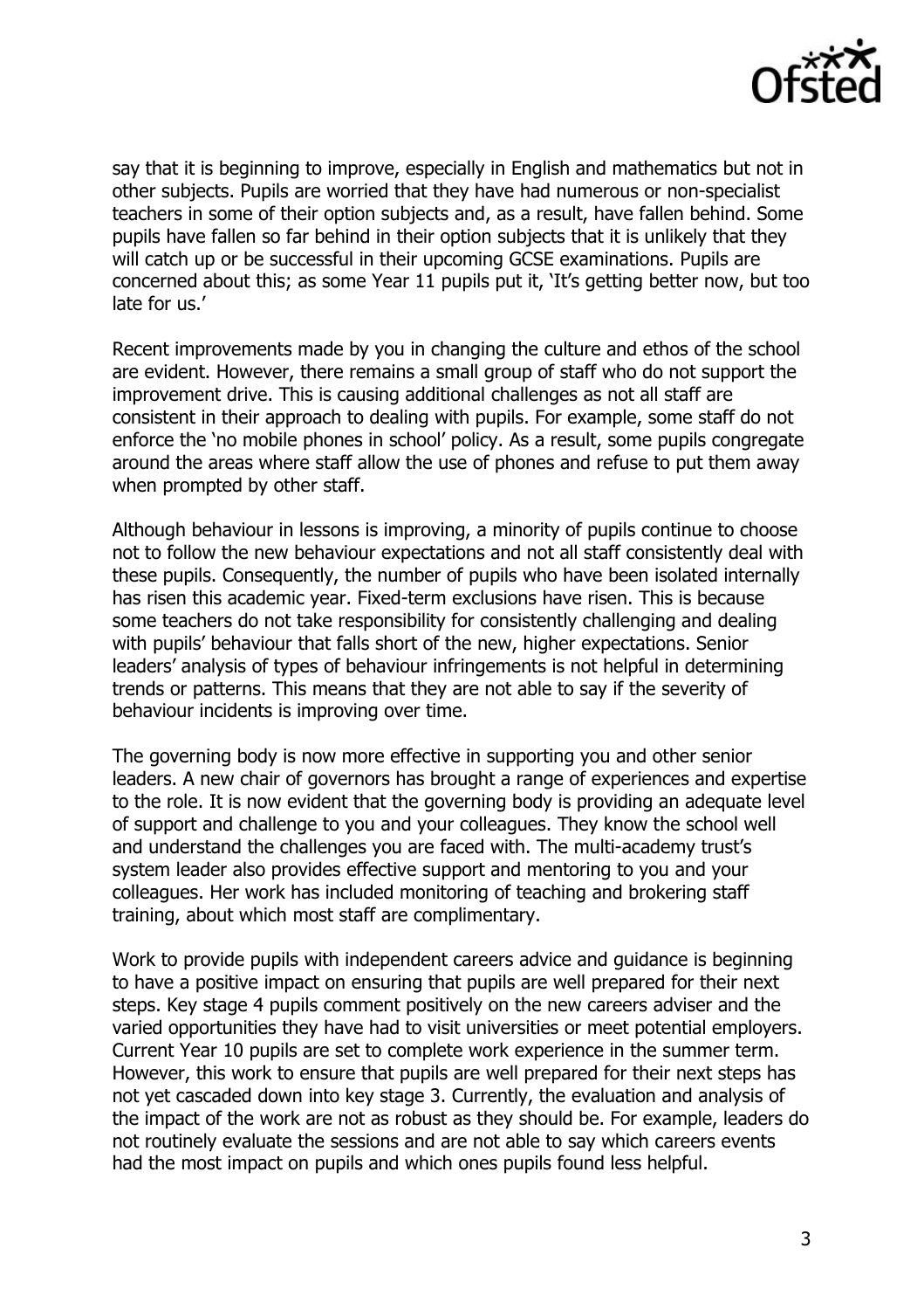say that it is beginning to improve, especially in English and mathematics but not in other subjects. Pupils are worried that they have had numerous or non-specialist teachers in some of their option subjects and, as a result, have fallen behind. Some pupils have fallen so far behind in their option subjects that it is unlikely that they will catch up or be successful in their upcoming GCSE examinations. Pupils are concerned about this; as some Year 11 pupils put it, 'It's getting better now, but too late for us.'

Recent improvements made by you in changing the culture and ethos of the school are evident. However, there remains a small group of staff who do not support the improvement drive. This is causing additional challenges as not all staff are consistent in their approach to dealing with pupils. For example, some staff do not enforce the 'no mobile phones in school' policy. As a result, some pupils congregate around the areas where staff allow the use of phones and refuse to put them away when prompted by other staff.

Although behaviour in lessons is improving, a minority of pupils continue to choose not to follow the new behaviour expectations and not all staff consistently deal with these pupils. Consequently, the number of pupils who have been isolated internally has risen this academic year. Fixed-term exclusions have risen. This is because some teachers do not take responsibility for consistently challenging and dealing with pupils' behaviour that falls short of the new, higher expectations. Senior leaders' analysis of types of behaviour infringements is not helpful in determining trends or patterns. This means that they are not able to say if the severity of behaviour incidents is improving over time.

The governing body is now more effective in supporting you and other senior leaders. A new chair of governors has brought a range of experiences and expertise to the role. It is now evident that the governing body is providing an adequate level of support and challenge to you and your colleagues. They know the school well and understand the challenges you are faced with. The multi-academy trust's system leader also provides effective support and mentoring to you and your colleagues. Her work has included monitoring of teaching and brokering staff training, about which most staff are complimentary.

Work to provide pupils with independent careers advice and guidance is beginning to have a positive impact on ensuring that pupils are well prepared for their next steps. Key stage 4 pupils comment positively on the new careers adviser and the varied opportunities they have had to visit universities or meet potential employers. Current Year 10 pupils are set to complete work experience in the summer term. However, this work to ensure that pupils are well prepared for their next steps has not yet cascaded down into key stage 3. Currently, the evaluation and analysis of the impact of the work are not as robust as they should be. For example, leaders do not routinely evaluate the sessions and are not able to say which careers events had the most impact on pupils and which ones pupils found less helpful.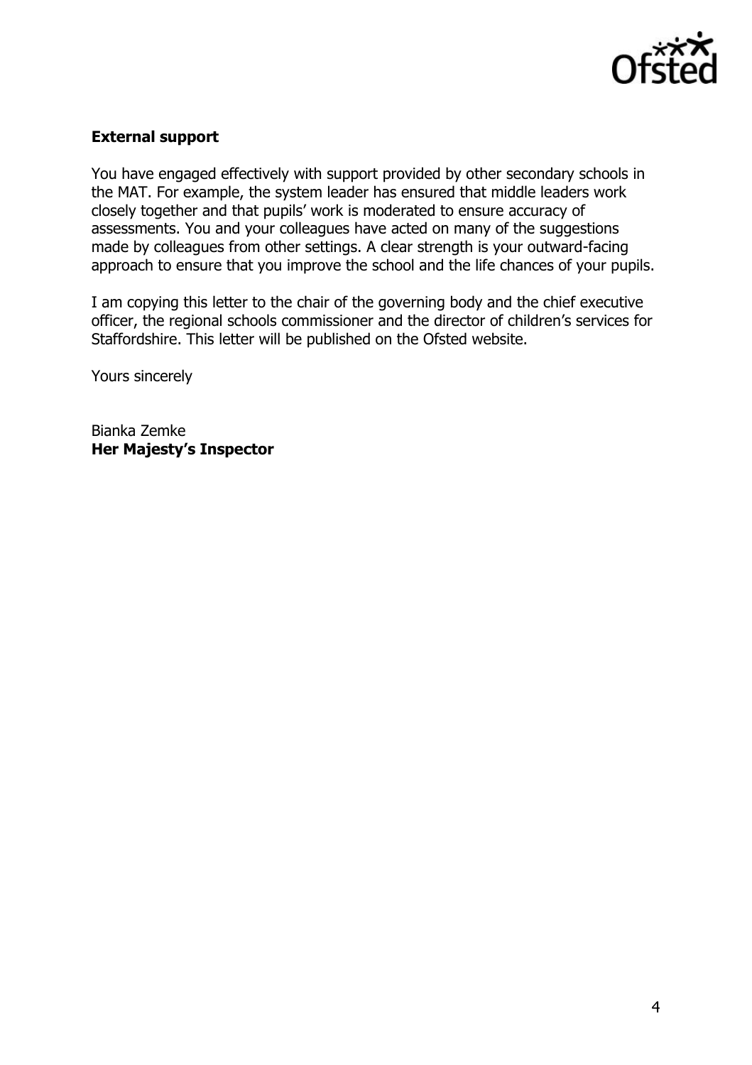**External support**

You have engaged effectively with support provided by other secondary schools in the MAT. For example, the system leader has ensured that middle leaders work closely together and that pupils' work is moderated to ensure accuracy of assessments. You and your colleagues have acted on many of the suggestions made by colleagues from other settings. A clear strength is your outward-facing approach to ensure that you improve the school and the life chances of your pupils.

I am copying this letter to the chair of the governing body and the chief executive officer, the regional schools commissioner and the director of children's services for Staffordshire. This letter will be published on the Ofsted website.

Yours sincerely

Bianka Zemke
**Her Majesty's Inspector**